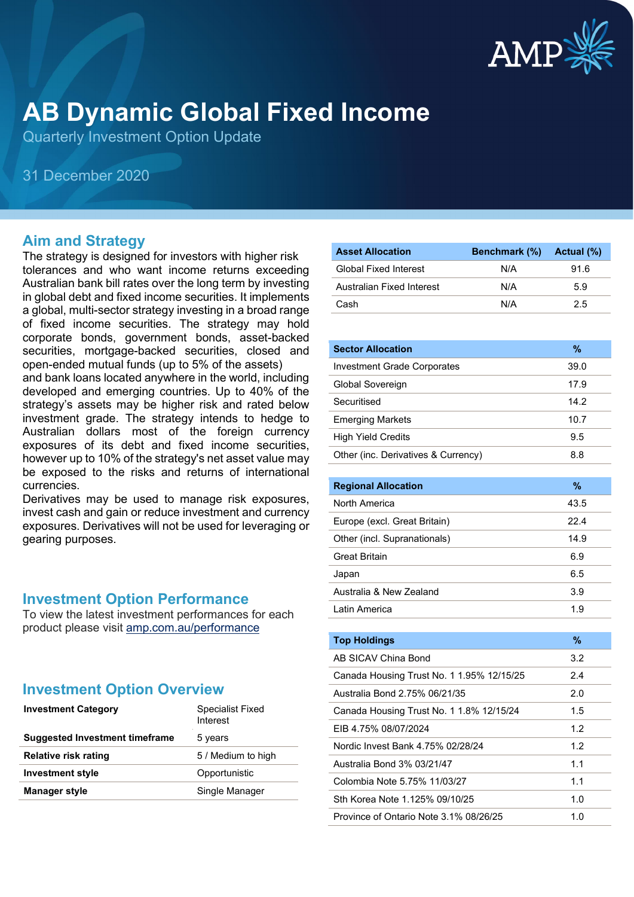# AB Dynamic Global Fixed Income

Quarterly Investment Option Update

31 December 2020

## Aim and Strategy

The strategy is designed for investors with higher risk tolerances and who want income returns exceeding Australian bank bill rates over the long term by investing in global debt and fixed income securities. It implements a global, multi-sector strategy investing in a broad range of fixed income securities. The strategy may hold corporate bonds, government bonds, asset-backed securities, mortgage-backed securities, closed and open-ended mutual funds (up to 5% of the assets) and bank loans located anywhere in the world, including developed and emerging countries. Up to 40% of the strategy's assets may be higher risk and rated below investment grade. The strategy intends to hedge to Australian dollars most of the foreign currency exposures of its debt and fixed income securities, however up to 10% of the strategy's net asset value may be exposed to the risks and returns of international currencies.

Derivatives may be used to manage risk exposures, invest cash and gain or reduce investment and currency exposures. Derivatives will not be used for leveraging or gearing purposes.

## Investment Option Performance

To view the latest investment performances for each product please visit amp.com.au/performance

## Investment Option Overview

| | |
|---|---|
| **Investment Category** | Specialist Fixed Interest |
| **Suggested Investment timeframe** | 5 years |
| **Relative risk rating** | 5 / Medium to high |
| **Investment style** | Opportunistic |
| **Manager style** | Single Manager |

| Asset Allocation | Benchmark (%) | Actual (%) |
|---|---|---|
| Global Fixed Interest | N/A | 91.6 |
| Australian Fixed Interest | N/A | 5.9 |
| Cash | N/A | 2.5 |

| Sector Allocation | % |
|---|---|
| Investment Grade Corporates | 39.0 |
| Global Sovereign | 17.9 |
| Securitised | 14.2 |
| Emerging Markets | 10.7 |
| High Yield Credits | 9.5 |
| Other (inc. Derivatives & Currency) | 8.8 |

| Regional Allocation | % |
|---|---|
| North America | 43.5 |
| Europe (excl. Great Britain) | 22.4 |
| Other (incl. Supranationals) | 14.9 |
| Great Britain | 6.9 |
| Japan | 6.5 |
| Australia & New Zealand | 3.9 |
| Latin America | 1.9 |

| Top Holdings | % |
|---|---|
| AB SICAV China Bond | 3.2 |
| Canada Housing Trust No. 1 1.95% 12/15/25 | 2.4 |
| Australia Bond 2.75% 06/21/35 | 2.0 |
| Canada Housing Trust No. 1 1.8% 12/15/24 | 1.5 |
| EIB 4.75% 08/07/2024 | 1.2 |
| Nordic Invest Bank 4.75% 02/28/24 | 1.2 |
| Australia Bond 3% 03/21/47 | 1.1 |
| Colombia Note 5.75% 11/03/27 | 1.1 |
| Sth Korea Note 1.125% 09/10/25 | 1.0 |
| Province of Ontario Note 3.1% 08/26/25 | 1.0 |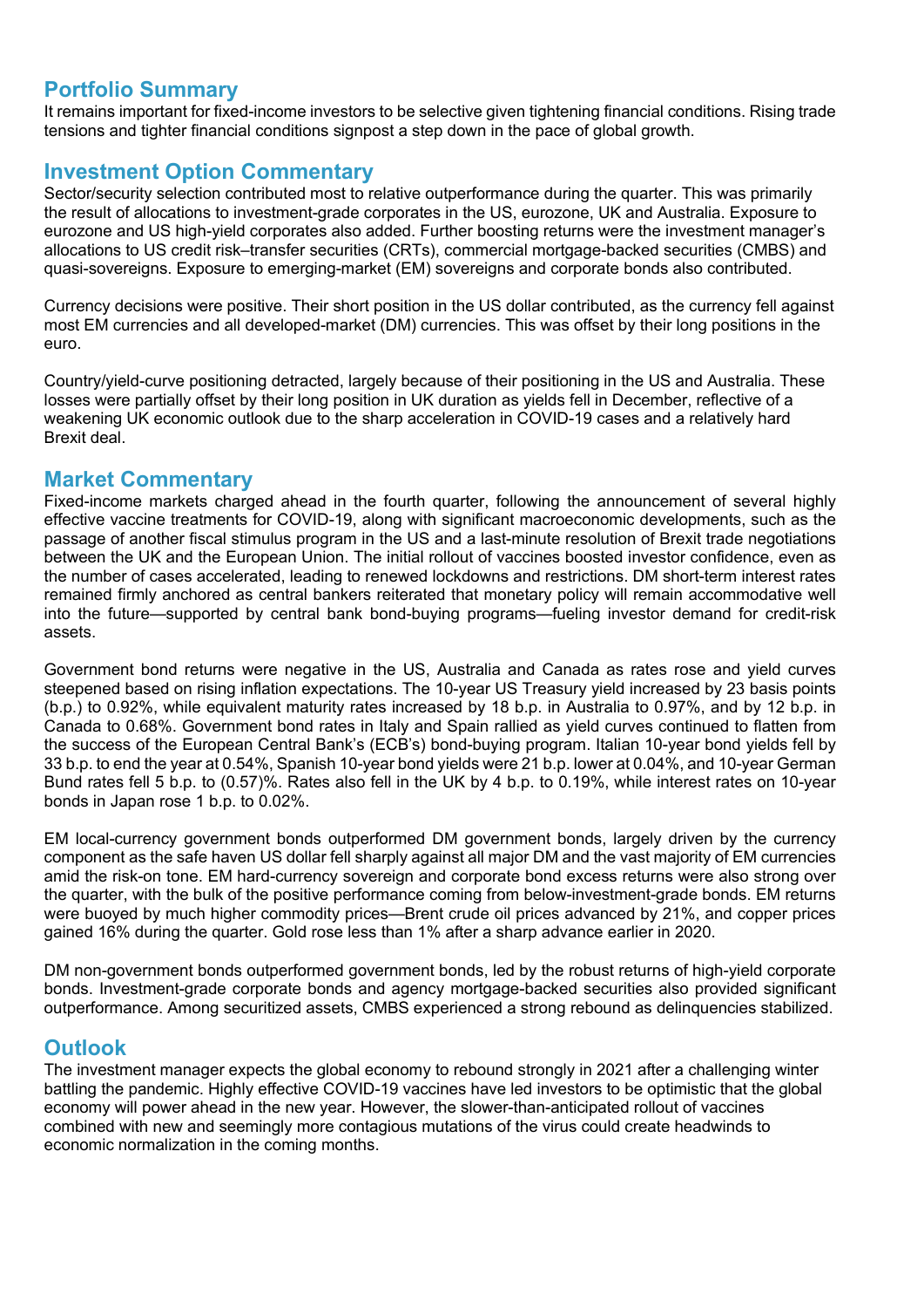## Portfolio Summary

It remains important for fixed-income investors to be selective given tightening financial conditions. Rising trade tensions and tighter financial conditions signpost a step down in the pace of global growth.

## Investment Option Commentary

Sector/security selection contributed most to relative outperformance during the quarter. This was primarily the result of allocations to investment-grade corporates in the US, eurozone, UK and Australia. Exposure to eurozone and US high-yield corporates also added. Further boosting returns were the investment manager's allocations to US credit risk–transfer securities (CRTs), commercial mortgage-backed securities (CMBS) and quasi-sovereigns. Exposure to emerging-market (EM) sovereigns and corporate bonds also contributed.

Currency decisions were positive. Their short position in the US dollar contributed, as the currency fell against most EM currencies and all developed-market (DM) currencies. This was offset by their long positions in the euro.

Country/yield-curve positioning detracted, largely because of their positioning in the US and Australia. These losses were partially offset by their long position in UK duration as yields fell in December, reflective of a weakening UK economic outlook due to the sharp acceleration in COVID-19 cases and a relatively hard Brexit deal.

## Market Commentary

Fixed-income markets charged ahead in the fourth quarter, following the announcement of several highly effective vaccine treatments for COVID-19, along with significant macroeconomic developments, such as the passage of another fiscal stimulus program in the US and a last-minute resolution of Brexit trade negotiations between the UK and the European Union. The initial rollout of vaccines boosted investor confidence, even as the number of cases accelerated, leading to renewed lockdowns and restrictions. DM short-term interest rates remained firmly anchored as central bankers reiterated that monetary policy will remain accommodative well into the future—supported by central bank bond-buying programs—fueling investor demand for credit-risk assets.

Government bond returns were negative in the US, Australia and Canada as rates rose and yield curves steepened based on rising inflation expectations. The 10-year US Treasury yield increased by 23 basis points (b.p.) to 0.92%, while equivalent maturity rates increased by 18 b.p. in Australia to 0.97%, and by 12 b.p. in Canada to 0.68%. Government bond rates in Italy and Spain rallied as yield curves continued to flatten from the success of the European Central Bank's (ECB's) bond-buying program. Italian 10-year bond yields fell by 33 b.p. to end the year at 0.54%, Spanish 10-year bond yields were 21 b.p. lower at 0.04%, and 10-year German Bund rates fell 5 b.p. to (0.57)%. Rates also fell in the UK by 4 b.p. to 0.19%, while interest rates on 10-year bonds in Japan rose 1 b.p. to 0.02%.

EM local-currency government bonds outperformed DM government bonds, largely driven by the currency component as the safe haven US dollar fell sharply against all major DM and the vast majority of EM currencies amid the risk-on tone. EM hard-currency sovereign and corporate bond excess returns were also strong over the quarter, with the bulk of the positive performance coming from below-investment-grade bonds. EM returns were buoyed by much higher commodity prices—Brent crude oil prices advanced by 21%, and copper prices gained 16% during the quarter. Gold rose less than 1% after a sharp advance earlier in 2020.

DM non-government bonds outperformed government bonds, led by the robust returns of high-yield corporate bonds. Investment-grade corporate bonds and agency mortgage-backed securities also provided significant outperformance. Among securitized assets, CMBS experienced a strong rebound as delinquencies stabilized.

## Outlook

The investment manager expects the global economy to rebound strongly in 2021 after a challenging winter battling the pandemic. Highly effective COVID-19 vaccines have led investors to be optimistic that the global economy will power ahead in the new year. However, the slower-than-anticipated rollout of vaccines combined with new and seemingly more contagious mutations of the virus could create headwinds to economic normalization in the coming months.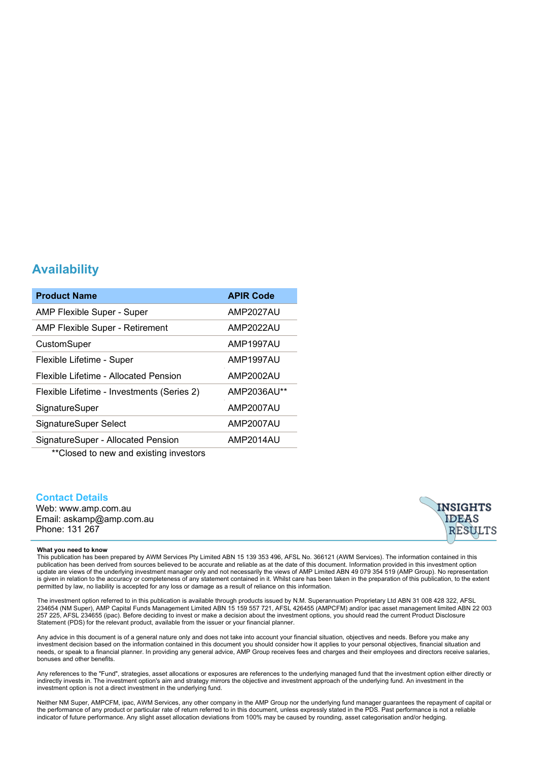## Availability

| Product Name | APIR Code |
|---|---|
| AMP Flexible Super - Super | AMP2027AU |
| AMP Flexible Super - Retirement | AMP2022AU |
| CustomSuper | AMP1997AU |
| Flexible Lifetime - Super | AMP1997AU |
| Flexible Lifetime - Allocated Pension | AMP2002AU |
| Flexible Lifetime - Investments (Series 2) | AMP2036AU** |
| SignatureSuper | AMP2007AU |
| SignatureSuper Select | AMP2007AU |
| SignatureSuper - Allocated Pension | AMP2014AU |

**Closed to new and existing investors

### Contact Details

Web: www.amp.com.au
Email: askamp@amp.com.au
Phone: 131 267

INSIGHTS IDEAS RESULTS

**What you need to know**

This publication has been prepared by AWM Services Pty Limited ABN 15 139 353 496, AFSL No. 366121 (AWM Services). The information contained in this publication has been derived from sources believed to be accurate and reliable as at the date of this document. Information provided in this investment option update are views of the underlying investment manager only and not necessarily the views of AMP Limited ABN 49 079 354 519 (AMP Group). No representation is given in relation to the accuracy or completeness of any statement contained in it. Whilst care has been taken in the preparation of this publication, to the extent permitted by law, no liability is accepted for any loss or damage as a result of reliance on this information.

The investment option referred to in this publication is available through products issued by N.M. Superannuation Proprietary Ltd ABN 31 008 428 322, AFSL 234654 (NM Super), AMP Capital Funds Management Limited ABN 15 159 557 721, AFSL 426455 (AMPCFM) and/or ipac asset management limited ABN 22 003 257 225, AFSL 234655 (ipac). Before deciding to invest or make a decision about the investment options, you should read the current Product Disclosure Statement (PDS) for the relevant product, available from the issuer or your financial planner.

Any advice in this document is of a general nature only and does not take into account your financial situation, objectives and needs. Before you make any investment decision based on the information contained in this document you should consider how it applies to your personal objectives, financial situation and needs, or speak to a financial planner. In providing any general advice, AMP Group receives fees and charges and their employees and directors receive salaries, bonuses and other benefits.

Any references to the "Fund", strategies, asset allocations or exposures are references to the underlying managed fund that the investment option either directly or indirectly invests in. The investment option's aim and strategy mirrors the objective and investment approach of the underlying fund. An investment in the investment option is not a direct investment in the underlying fund.

Neither NM Super, AMPCFM, ipac, AWM Services, any other company in the AMP Group nor the underlying fund manager guarantees the repayment of capital or the performance of any product or particular rate of return referred to in this document, unless expressly stated in the PDS. Past performance is not a reliable indicator of future performance. Any slight asset allocation deviations from 100% may be caused by rounding, asset categorisation and/or hedging.